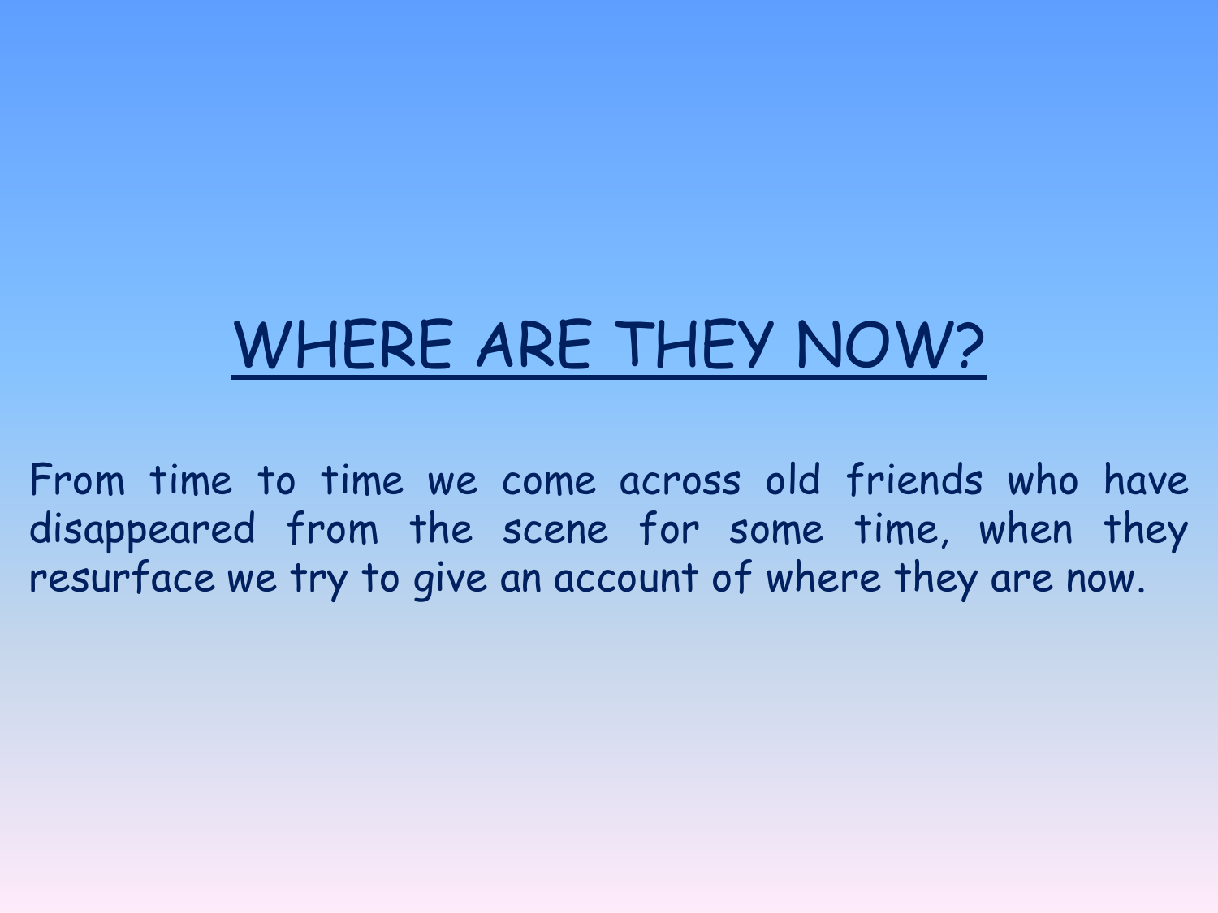# WHERE ARE THEY NOW?

From time to time we come across old friends who have disappeared from the scene for some time, when they resurface we try to give an account of where they are now.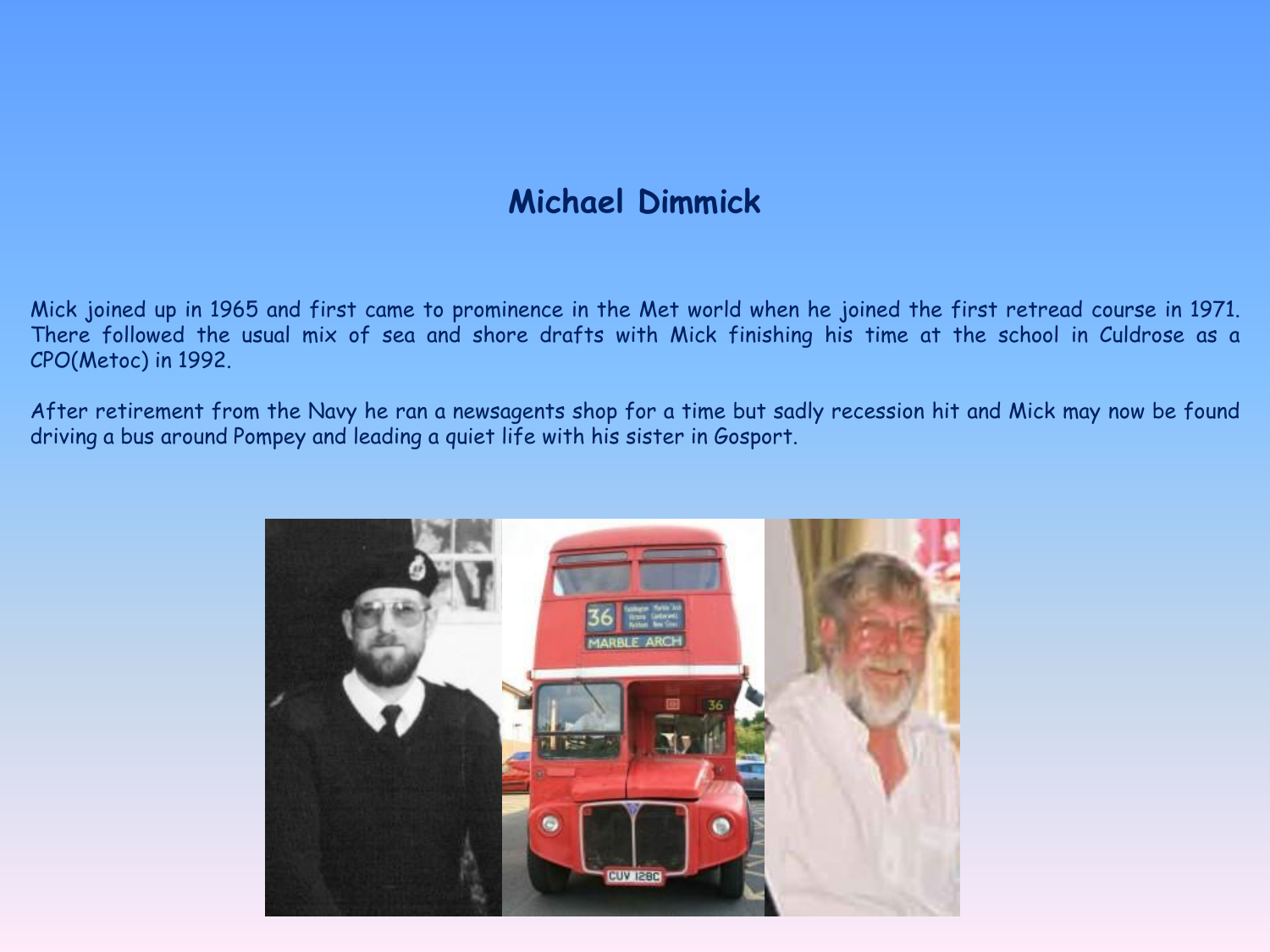## Michael Dimmick

Mick joined up in 1965 and first came to prominence in the Met world when he joined the first retread course in 1971. There followed the usual mix of sea and shore drafts with Mick finishing his time at the school in Culdrose as a CPO(Metoc) in 1992.

After retirement from the Navy he ran a newsagents shop for a time but sadly recession hit and Mick may now be found driving a bus around Pompey and leading a quiet life with his sister in Gosport.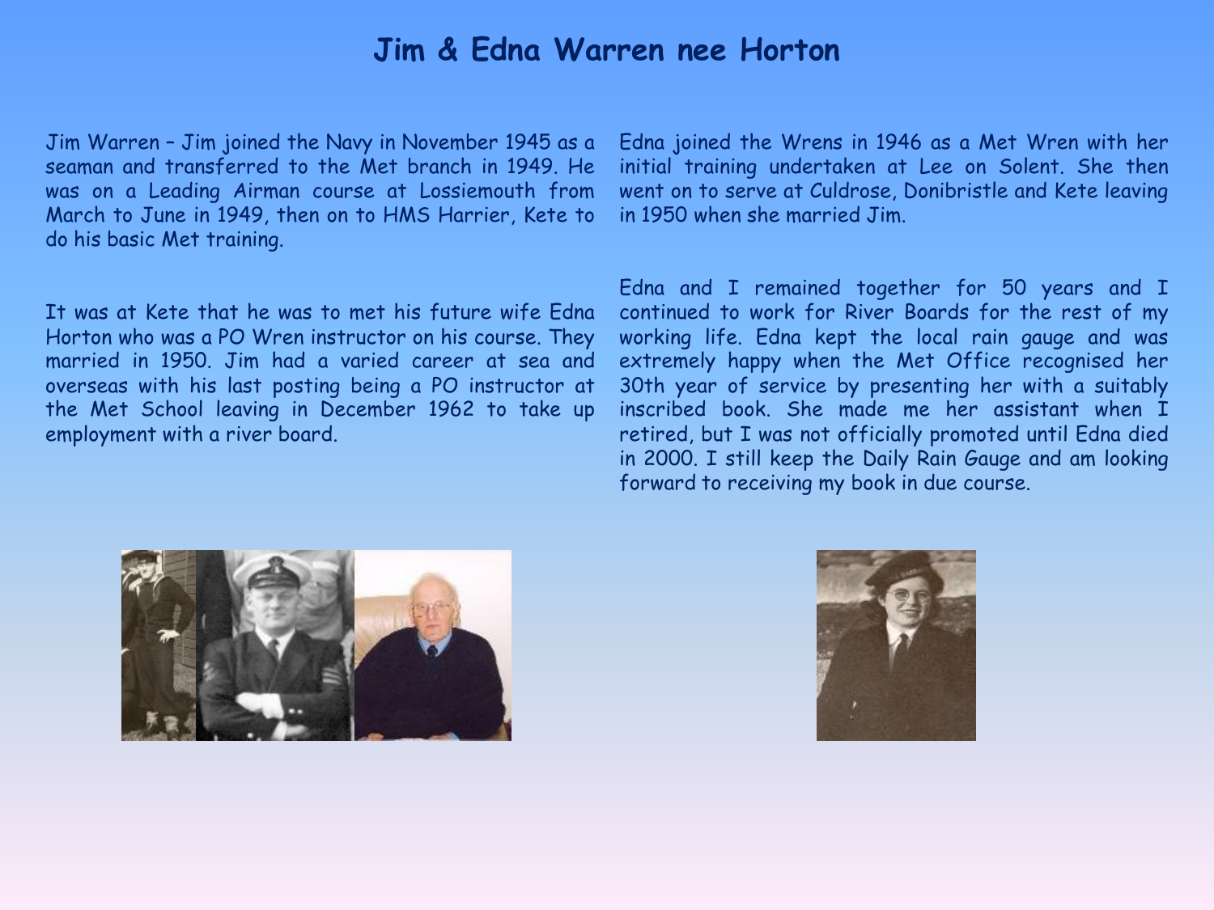# Jim & Edna Warren nee Horton

Jim Warren – Jim joined the Navy in November 1945 as a seaman and transferred to the Met branch in 1949. He was on a Leading Airman course at Lossiemouth from March to June in 1949, then on to HMS Harrier, Kete to do his basic Met training.

It was at Kete that he was to met his future wife Edna Horton who was a PO Wren instructor on his course. They married in 1950. Jim had a varied career at sea and overseas with his last posting being a PO instructor at the Met School leaving in December 1962 to take up employment with a river board.

Edna joined the Wrens in 1946 as a Met Wren with her initial training undertaken at Lee on Solent. She then went on to serve at Culdrose, Donibristle and Kete leaving in 1950 when she married Jim.

Edna and I remained together for 50 years and I continued to work for River Boards for the rest of my working life. Edna kept the local rain gauge and was extremely happy when the Met Office recognised her 30th year of service by presenting her with a suitably inscribed book. She made me her assistant when I retired, but I was not officially promoted until Edna died in 2000. I still keep the Daily Rain Gauge and am looking forward to receiving my book in due course.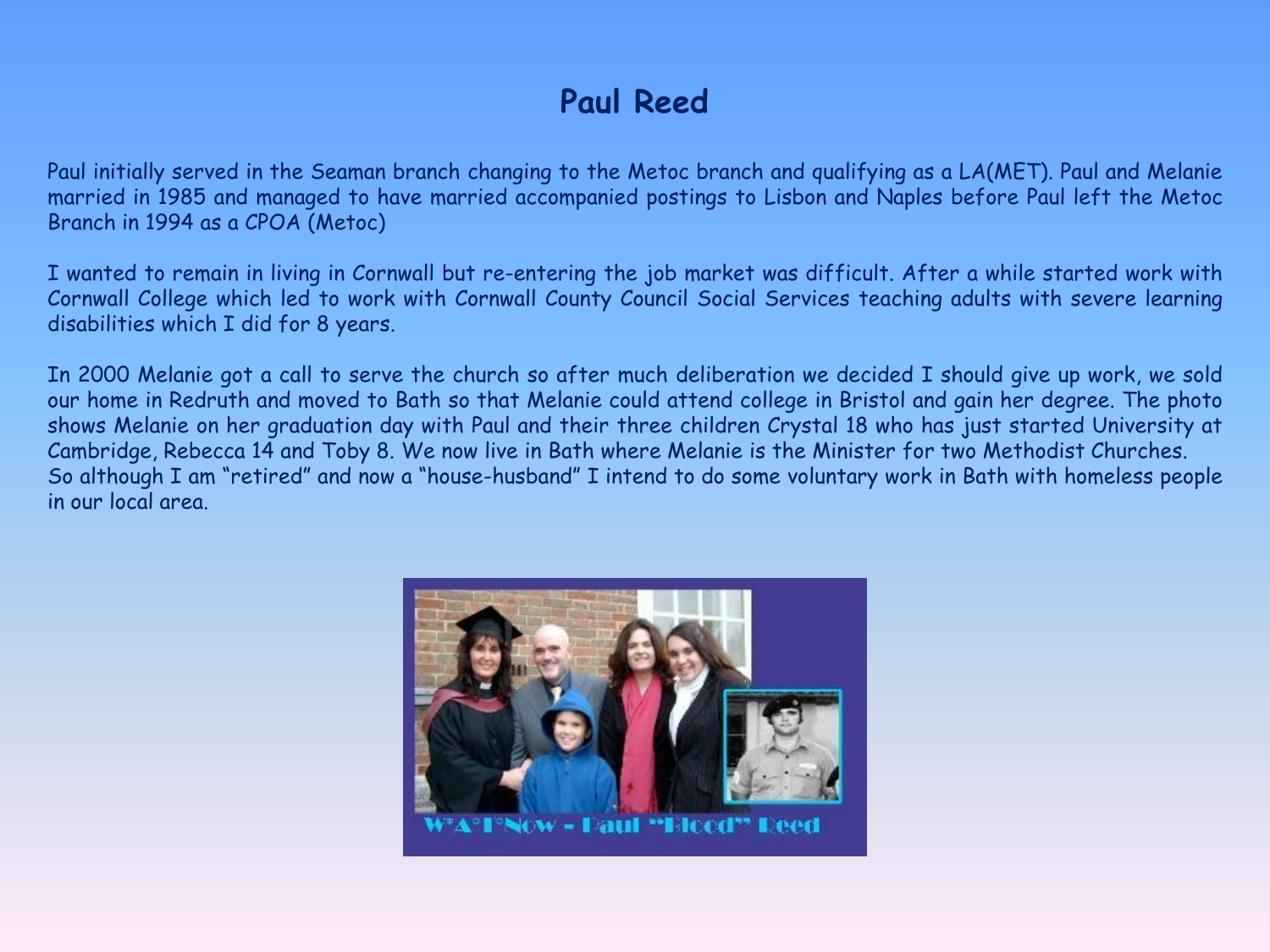# Paul Reed

Paul initially served in the Seaman branch changing to the Metoc branch and qualifying as a LA(MET). Paul and Melanie married in 1985 and managed to have married accompanied postings to Lisbon and Naples before Paul left the Metoc Branch in 1994 as a CPOA (Metoc)

I wanted to remain in living in Cornwall but re-entering the job market was difficult. After a while started work with Cornwall College which led to work with Cornwall County Council Social Services teaching adults with severe learning disabilities which I did for 8 years.

In 2000 Melanie got a call to serve the church so after much deliberation we decided I should give up work, we sold our home in Redruth and moved to Bath so that Melanie could attend college in Bristol and gain her degree. The photo shows Melanie on her graduation day with Paul and their three children Crystal 18 who has just started University at Cambridge, Rebecca 14 and Toby 8. We now live in Bath where Melanie is the Minister for two Methodist Churches. So although I am "retired" and now a "house-husband" I intend to do some voluntary work in Bath with homeless people in our local area.

W*A*I*Now - Paul "Blood" Reed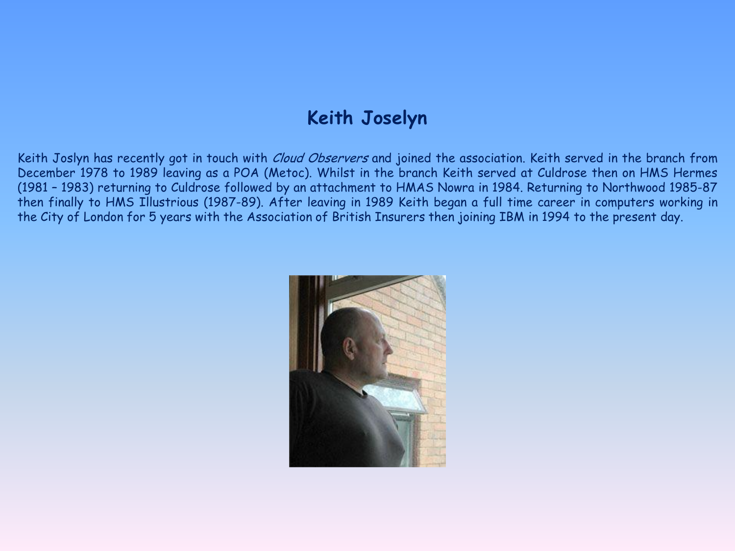# Keith Joselyn

Keith Joslyn has recently got in touch with *Cloud Observers* and joined the association. Keith served in the branch from December 1978 to 1989 leaving as a POA (Metoc). Whilst in the branch Keith served at Culdrose then on HMS Hermes (1981 – 1983) returning to Culdrose followed by an attachment to HMAS Nowra in 1984. Returning to Northwood 1985-87 then finally to HMS Illustrious (1987-89). After leaving in 1989 Keith began a full time career in computers working in the City of London for 5 years with the Association of British Insurers then joining IBM in 1994 to the present day.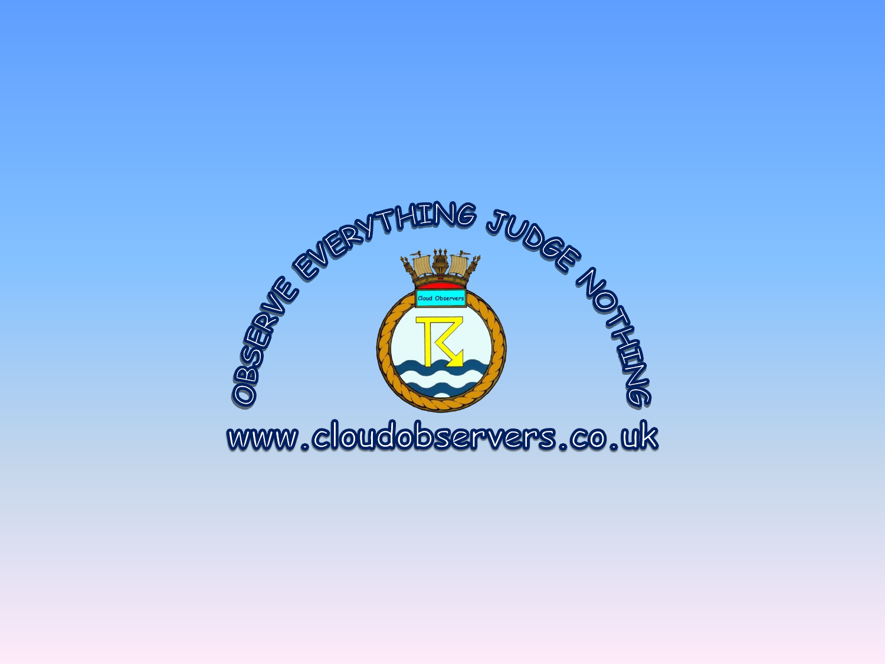OBSERVE EVERYTHING JUDGE NOTHING

Cloud Observers

www.cloudobservers.co.uk